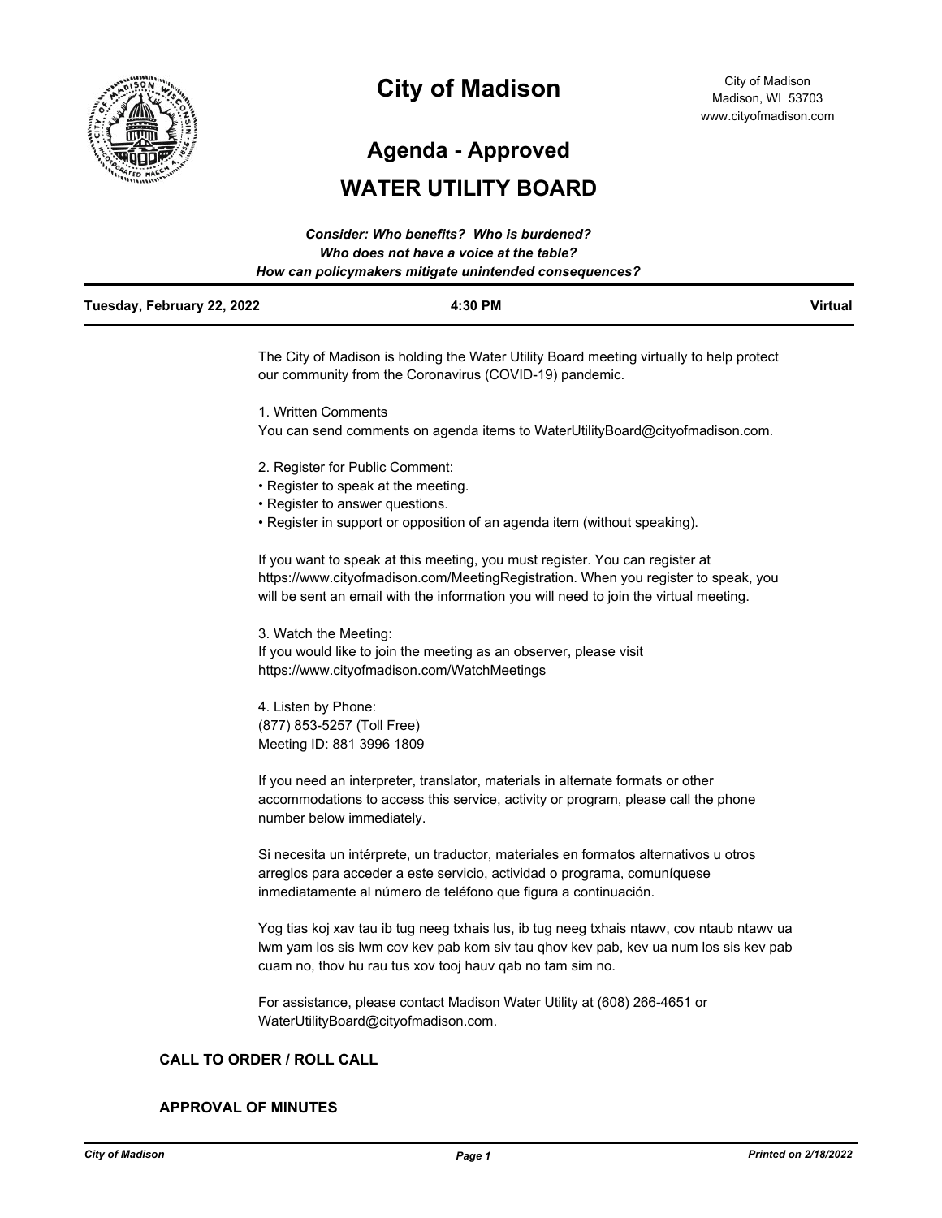# City of Madison

City of Madison
Madison, WI 53703
www.cityofmadison.com

## Agenda - Approved

## WATER UTILITY BOARD

***Consider: Who benefits? Who is burdened?***
***Who does not have a voice at the table?***
***How can policymakers mitigate unintended consequences?***

| **Tuesday, February 22, 2022** | **4:30 PM** | **Virtual** |
|---|---|---|

The City of Madison is holding the Water Utility Board meeting virtually to help protect our community from the Coronavirus (COVID-19) pandemic.

1. Written Comments
You can send comments on agenda items to WaterUtilityBoard@cityofmadison.com.

2. Register for Public Comment:
- Register to speak at the meeting.
- Register to answer questions.
- Register in support or opposition of an agenda item (without speaking).

If you want to speak at this meeting, you must register. You can register at https://www.cityofmadison.com/MeetingRegistration. When you register to speak, you will be sent an email with the information you will need to join the virtual meeting.

3. Watch the Meeting:
If you would like to join the meeting as an observer, please visit https://www.cityofmadison.com/WatchMeetings

4. Listen by Phone:
(877) 853-5257 (Toll Free)
Meeting ID: 881 3996 1809

If you need an interpreter, translator, materials in alternate formats or other accommodations to access this service, activity or program, please call the phone number below immediately.

Si necesita un intérprete, un traductor, materiales en formatos alternativos u otros arreglos para acceder a este servicio, actividad o programa, comuníquese inmediatamente al número de teléfono que figura a continuación.

Yog tias koj xav tau ib tug neeg txhais lus, ib tug neeg txhais ntawv, cov ntaub ntawv ua lwm yam los sis lwm cov kev pab kom siv tau qhov kev pab, kev ua num los sis kev pab cuam no, thov hu rau tus xov tooj hauv qab no tam sim no.

For assistance, please contact Madison Water Utility at (608) 266-4651 or WaterUtilityBoard@cityofmadison.com.

### CALL TO ORDER / ROLL CALL

### APPROVAL OF MINUTES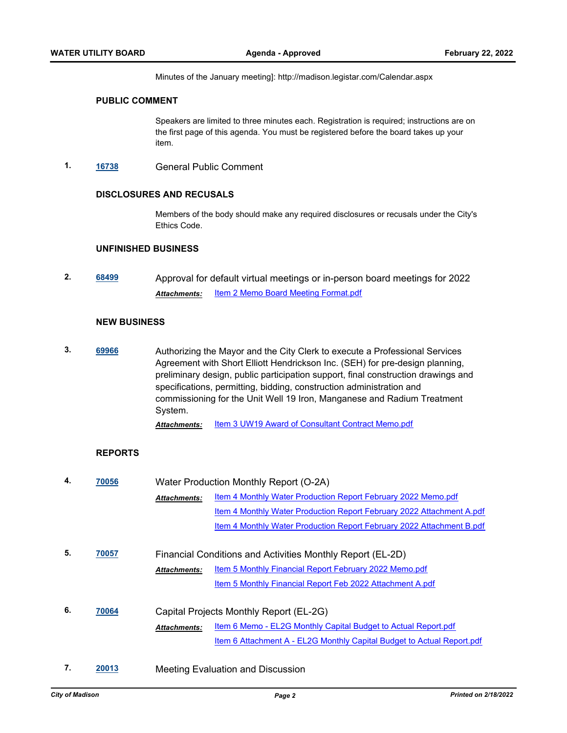Minutes of the January meeting]: http://madison.legistar.com/Calendar.aspx

## PUBLIC COMMENT

Speakers are limited to three minutes each. Registration is required; instructions are on the first page of this agenda. You must be registered before the board takes up your item.

**1.** **16738** General Public Comment

## DISCLOSURES AND RECUSALS

Members of the body should make any required disclosures or recusals under the City's Ethics Code.

## UNFINISHED BUSINESS

**2.** **68499** Approval for default virtual meetings or in-person board meetings for 2022

*Attachments:* Item 2 Memo Board Meeting Format.pdf

## NEW BUSINESS

**3.** **69966** Authorizing the Mayor and the City Clerk to execute a Professional Services Agreement with Short Elliott Hendrickson Inc. (SEH) for pre-design planning, preliminary design, public participation support, final construction drawings and specifications, permitting, bidding, construction administration and commissioning for the Unit Well 19 Iron, Manganese and Radium Treatment System.

*Attachments:* Item 3 UW19 Award of Consultant Contract Memo.pdf

## REPORTS

**4.** **70056** Water Production Monthly Report (O-2A)

*Attachments:* Item 4 Monthly Water Production Report February 2022 Memo.pdf
Item 4 Monthly Water Production Report February 2022 Attachment A.pdf
Item 4 Monthly Water Production Report February 2022 Attachment B.pdf

**5.** **70057** Financial Conditions and Activities Monthly Report (EL-2D)

*Attachments:* Item 5 Monthly Financial Report February 2022 Memo.pdf
Item 5 Monthly Financial Report Feb 2022 Attachment A.pdf

**6.** **70064** Capital Projects Monthly Report (EL-2G)

*Attachments:* Item 6 Memo - EL2G Monthly Capital Budget to Actual Report.pdf
Item 6 Attachment A - EL2G Monthly Capital Budget to Actual Report.pdf

**7.** **20013** Meeting Evaluation and Discussion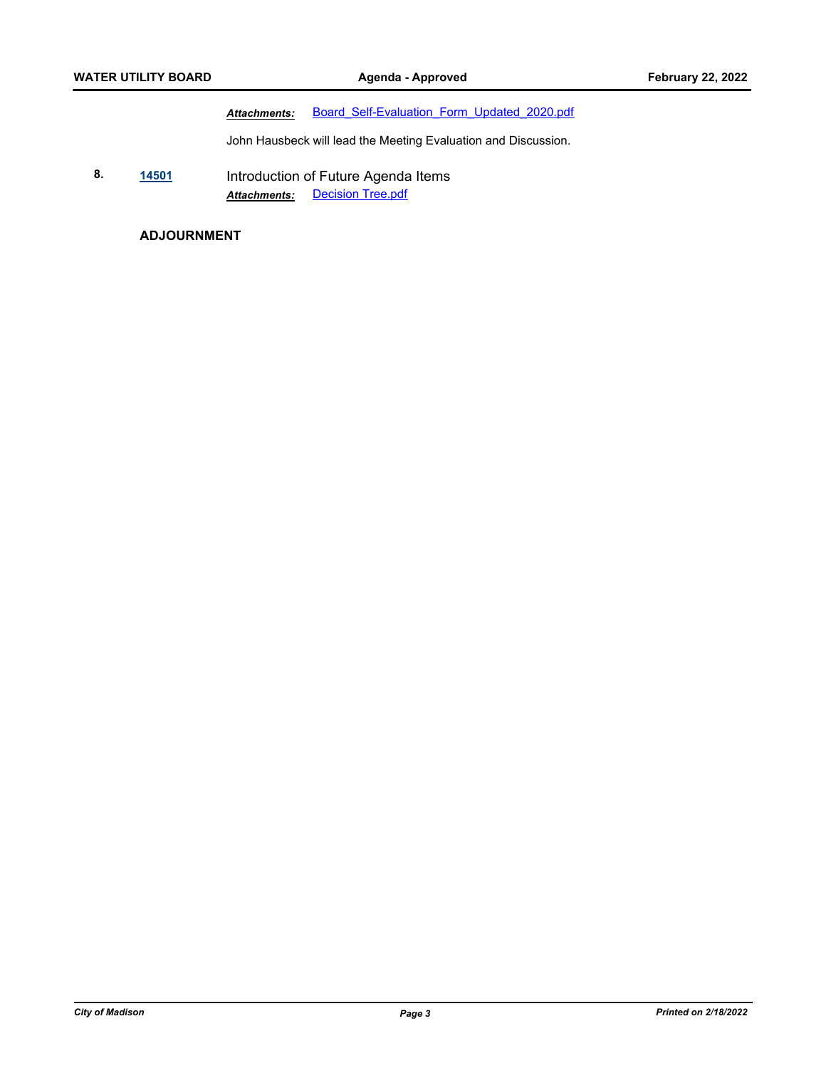*Attachments:* Board_Self-Evaluation_Form_Updated_2020.pdf

John Hausbeck will lead the Meeting Evaluation and Discussion.

**8.** **14501** Introduction of Future Agenda Items

*Attachments:* Decision Tree.pdf

**ADJOURNMENT**